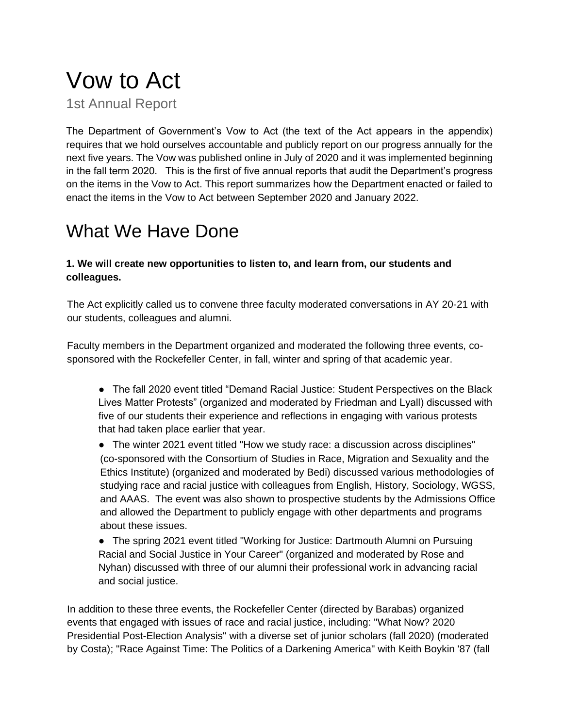# Vow to Act

1st Annual Report

The Department of Government's Vow to Act (the text of the Act appears in the appendix) requires that we hold ourselves accountable and publicly report on our progress annually for the next five years. The Vow was published online in July of 2020 and it was implemented beginning in the fall term 2020. This is the first of five annual reports that audit the Department's progress on the items in the Vow to Act. This report summarizes how the Department enacted or failed to enact the items in the Vow to Act between September 2020 and January 2022.

## What We Have Done

**1. We will create new opportunities to listen to, and learn from, our students and colleagues.**

The Act explicitly called us to convene three faculty moderated conversations in AY 20-21 with our students, colleagues and alumni.

Faculty members in the Department organized and moderated the following three events, co-sponsored with the Rockefeller Center, in fall, winter and spring of that academic year.

- The fall 2020 event titled "Demand Racial Justice: Student Perspectives on the Black Lives Matter Protests" (organized and moderated by Friedman and Lyall) discussed with five of our students their experience and reflections in engaging with various protests that had taken place earlier that year.
- The winter 2021 event titled "How we study race: a discussion across disciplines" (co-sponsored with the Consortium of Studies in Race, Migration and Sexuality and the Ethics Institute) (organized and moderated by Bedi) discussed various methodologies of studying race and racial justice with colleagues from English, History, Sociology, WGSS, and AAAS. The event was also shown to prospective students by the Admissions Office and allowed the Department to publicly engage with other departments and programs about these issues.
- The spring 2021 event titled "Working for Justice: Dartmouth Alumni on Pursuing Racial and Social Justice in Your Career" (organized and moderated by Rose and Nyhan) discussed with three of our alumni their professional work in advancing racial and social justice.

In addition to these three events, the Rockefeller Center (directed by Barabas) organized events that engaged with issues of race and racial justice, including: "What Now? 2020 Presidential Post-Election Analysis" with a diverse set of junior scholars (fall 2020) (moderated by Costa); "Race Against Time: The Politics of a Darkening America" with Keith Boykin '87 (fall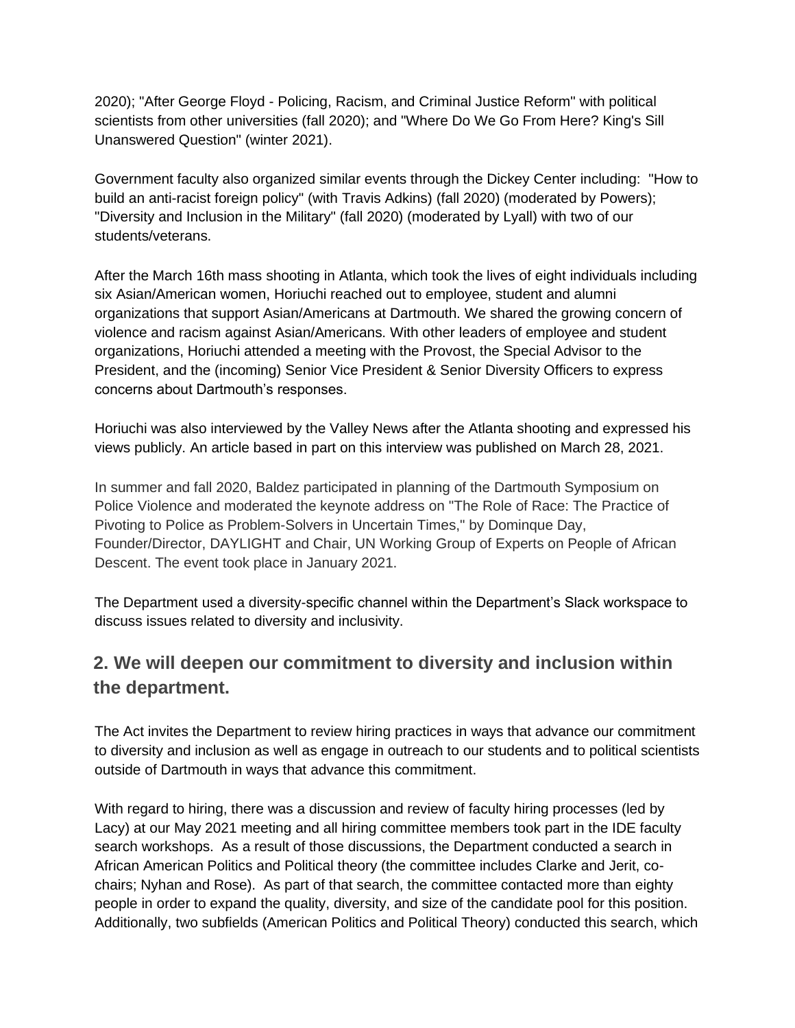2020); "After George Floyd - Policing, Racism, and Criminal Justice Reform" with political scientists from other universities (fall 2020); and "Where Do We Go From Here? King's Sill Unanswered Question" (winter 2021).

Government faculty also organized similar events through the Dickey Center including:  "How to build an anti-racist foreign policy" (with Travis Adkins) (fall 2020) (moderated by Powers); "Diversity and Inclusion in the Military" (fall 2020) (moderated by Lyall) with two of our students/veterans.

After the March 16th mass shooting in Atlanta, which took the lives of eight individuals including six Asian/American women, Horiuchi reached out to employee, student and alumni organizations that support Asian/Americans at Dartmouth. We shared the growing concern of violence and racism against Asian/Americans. With other leaders of employee and student organizations, Horiuchi attended a meeting with the Provost, the Special Advisor to the President, and the (incoming) Senior Vice President & Senior Diversity Officers to express concerns about Dartmouth's responses.

Horiuchi was also interviewed by the Valley News after the Atlanta shooting and expressed his views publicly. An article based in part on this interview was published on March 28, 2021.

In summer and fall 2020, Baldez participated in planning of the Dartmouth Symposium on Police Violence and moderated the keynote address on "The Role of Race: The Practice of Pivoting to Police as Problem-Solvers in Uncertain Times," by Dominque Day, Founder/Director, DAYLIGHT and Chair, UN Working Group of Experts on People of African Descent. The event took place in January 2021.

The Department used a diversity-specific channel within the Department's Slack workspace to discuss issues related to diversity and inclusivity.

## 2. We will deepen our commitment to diversity and inclusion within the department.

The Act invites the Department to review hiring practices in ways that advance our commitment to diversity and inclusion as well as engage in outreach to our students and to political scientists outside of Dartmouth in ways that advance this commitment.

With regard to hiring, there was a discussion and review of faculty hiring processes (led by Lacy) at our May 2021 meeting and all hiring committee members took part in the IDE faculty search workshops.  As a result of those discussions, the Department conducted a search in African American Politics and Political theory (the committee includes Clarke and Jerit, co-chairs; Nyhan and Rose).  As part of that search, the committee contacted more than eighty people in order to expand the quality, diversity, and size of the candidate pool for this position. Additionally, two subfields (American Politics and Political Theory) conducted this search, which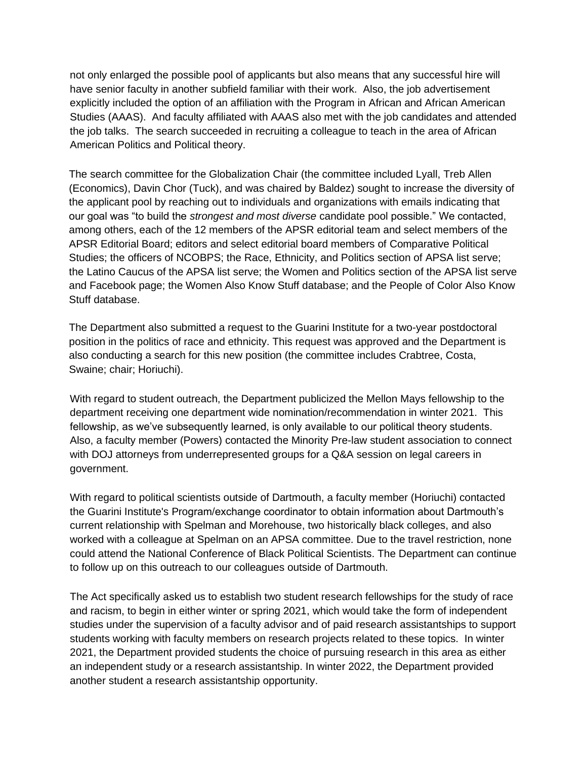not only enlarged the possible pool of applicants but also means that any successful hire will have senior faculty in another subfield familiar with their work. Also, the job advertisement explicitly included the option of an affiliation with the Program in African and African American Studies (AAAS). And faculty affiliated with AAAS also met with the job candidates and attended the job talks. The search succeeded in recruiting a colleague to teach in the area of African American Politics and Political theory.

The search committee for the Globalization Chair (the committee included Lyall, Treb Allen (Economics), Davin Chor (Tuck), and was chaired by Baldez) sought to increase the diversity of the applicant pool by reaching out to individuals and organizations with emails indicating that our goal was "to build the *strongest and most diverse* candidate pool possible." We contacted, among others, each of the 12 members of the APSR editorial team and select members of the APSR Editorial Board; editors and select editorial board members of Comparative Political Studies; the officers of NCOBPS; the Race, Ethnicity, and Politics section of APSA list serve; the Latino Caucus of the APSA list serve; the Women and Politics section of the APSA list serve and Facebook page; the Women Also Know Stuff database; and the People of Color Also Know Stuff database.

The Department also submitted a request to the Guarini Institute for a two-year postdoctoral position in the politics of race and ethnicity. This request was approved and the Department is also conducting a search for this new position (the committee includes Crabtree, Costa, Swaine; chair; Horiuchi).

With regard to student outreach, the Department publicized the Mellon Mays fellowship to the department receiving one department wide nomination/recommendation in winter 2021. This fellowship, as we've subsequently learned, is only available to our political theory students. Also, a faculty member (Powers) contacted the Minority Pre-law student association to connect with DOJ attorneys from underrepresented groups for a Q&A session on legal careers in government.

With regard to political scientists outside of Dartmouth, a faculty member (Horiuchi) contacted the Guarini Institute's Program/exchange coordinator to obtain information about Dartmouth's current relationship with Spelman and Morehouse, two historically black colleges, and also worked with a colleague at Spelman on an APSA committee. Due to the travel restriction, none could attend the National Conference of Black Political Scientists. The Department can continue to follow up on this outreach to our colleagues outside of Dartmouth.

The Act specifically asked us to establish two student research fellowships for the study of race and racism, to begin in either winter or spring 2021, which would take the form of independent studies under the supervision of a faculty advisor and of paid research assistantships to support students working with faculty members on research projects related to these topics. In winter 2021, the Department provided students the choice of pursuing research in this area as either an independent study or a research assistantship. In winter 2022, the Department provided another student a research assistantship opportunity.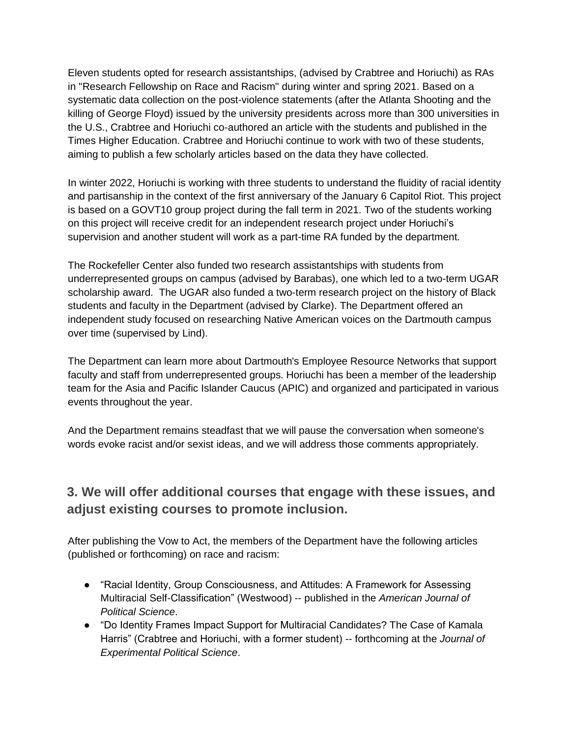Eleven students opted for research assistantships, (advised by Crabtree and Horiuchi) as RAs in "Research Fellowship on Race and Racism" during winter and spring 2021. Based on a systematic data collection on the post-violence statements (after the Atlanta Shooting and the killing of George Floyd) issued by the university presidents across more than 300 universities in the U.S., Crabtree and Horiuchi co-authored an article with the students and published in the Times Higher Education. Crabtree and Horiuchi continue to work with two of these students, aiming to publish a few scholarly articles based on the data they have collected.

In winter 2022, Horiuchi is working with three students to understand the fluidity of racial identity and partisanship in the context of the first anniversary of the January 6 Capitol Riot. This project is based on a GOVT10 group project during the fall term in 2021. Two of the students working on this project will receive credit for an independent research project under Horiuchi's supervision and another student will work as a part-time RA funded by the department.

The Rockefeller Center also funded two research assistantships with students from underrepresented groups on campus (advised by Barabas), one which led to a two-term UGAR scholarship award. The UGAR also funded a two-term research project on the history of Black students and faculty in the Department (advised by Clarke). The Department offered an independent study focused on researching Native American voices on the Dartmouth campus over time (supervised by Lind).

The Department can learn more about Dartmouth's Employee Resource Networks that support faculty and staff from underrepresented groups. Horiuchi has been a member of the leadership team for the Asia and Pacific Islander Caucus (APIC) and organized and participated in various events throughout the year.

And the Department remains steadfast that we will pause the conversation when someone's words evoke racist and/or sexist ideas, and we will address those comments appropriately.

## 3. We will offer additional courses that engage with these issues, and adjust existing courses to promote inclusion.

After publishing the Vow to Act, the members of the Department have the following articles (published or forthcoming) on race and racism:

- "Racial Identity, Group Consciousness, and Attitudes: A Framework for Assessing Multiracial Self-Classification" (Westwood) -- published in the *American Journal of Political Science*.
- "Do Identity Frames Impact Support for Multiracial Candidates? The Case of Kamala Harris" (Crabtree and Horiuchi, with a former student) -- forthcoming at the *Journal of Experimental Political Science*.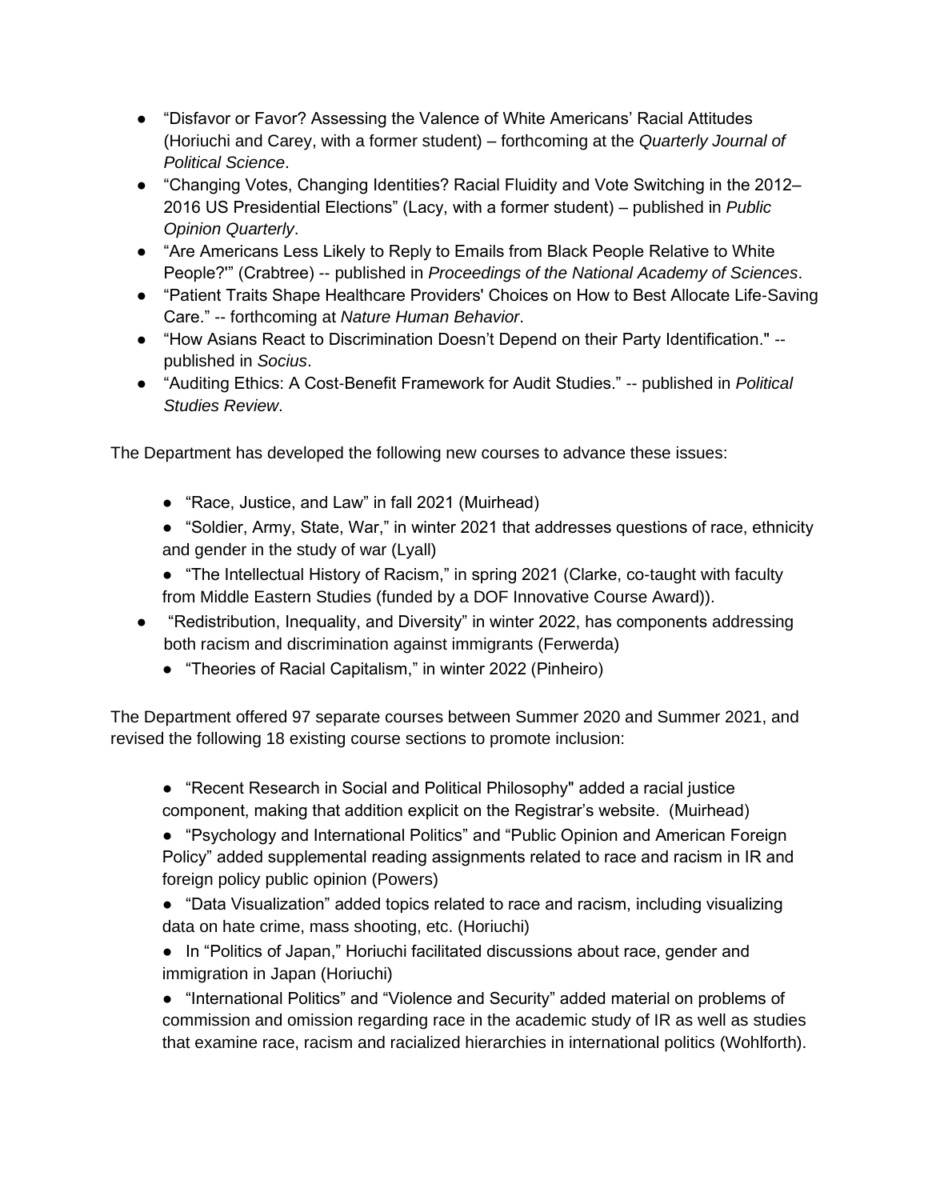- "Disfavor or Favor? Assessing the Valence of White Americans' Racial Attitudes (Horiuchi and Carey, with a former student) – forthcoming at the *Quarterly Journal of Political Science*.
- "Changing Votes, Changing Identities? Racial Fluidity and Vote Switching in the 2012–2016 US Presidential Elections" (Lacy, with a former student) – published in *Public Opinion Quarterly*.
- "Are Americans Less Likely to Reply to Emails from Black People Relative to White People?'" (Crabtree) -- published in *Proceedings of the National Academy of Sciences*.
- "Patient Traits Shape Healthcare Providers' Choices on How to Best Allocate Life-Saving Care." -- forthcoming at *Nature Human Behavior*.
- "How Asians React to Discrimination Doesn't Depend on their Party Identification." -- published in *Socius*.
- "Auditing Ethics: A Cost-Benefit Framework for Audit Studies." -- published in *Political Studies Review*.

The Department has developed the following new courses to advance these issues:

- "Race, Justice, and Law" in fall 2021 (Muirhead)
- "Soldier, Army, State, War," in winter 2021 that addresses questions of race, ethnicity and gender in the study of war (Lyall)
- "The Intellectual History of Racism," in spring 2021 (Clarke, co-taught with faculty from Middle Eastern Studies (funded by a DOF Innovative Course Award)).
- "Redistribution, Inequality, and Diversity" in winter 2022, has components addressing both racism and discrimination against immigrants (Ferwerda)
- "Theories of Racial Capitalism," in winter 2022 (Pinheiro)

The Department offered 97 separate courses between Summer 2020 and Summer 2021, and revised the following 18 existing course sections to promote inclusion:

- "Recent Research in Social and Political Philosophy" added a racial justice component, making that addition explicit on the Registrar's website. (Muirhead)
- "Psychology and International Politics" and "Public Opinion and American Foreign Policy" added supplemental reading assignments related to race and racism in IR and foreign policy public opinion (Powers)
- "Data Visualization" added topics related to race and racism, including visualizing data on hate crime, mass shooting, etc. (Horiuchi)
- In "Politics of Japan," Horiuchi facilitated discussions about race, gender and immigration in Japan (Horiuchi)
- "International Politics" and "Violence and Security" added material on problems of commission and omission regarding race in the academic study of IR as well as studies that examine race, racism and racialized hierarchies in international politics (Wohlforth).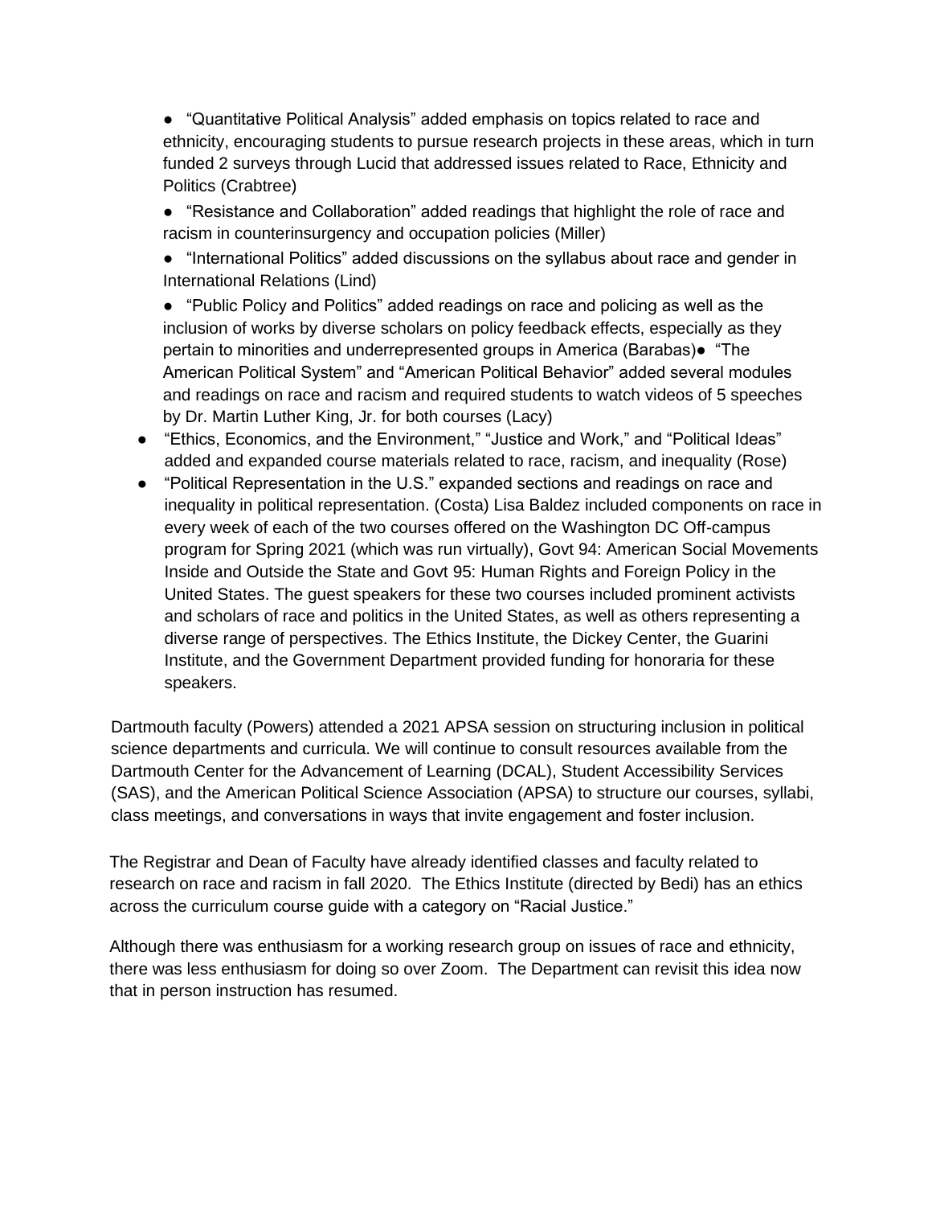- "Quantitative Political Analysis" added emphasis on topics related to race and ethnicity, encouraging students to pursue research projects in these areas, which in turn funded 2 surveys through Lucid that addressed issues related to Race, Ethnicity and Politics (Crabtree)
- "Resistance and Collaboration" added readings that highlight the role of race and racism in counterinsurgency and occupation policies (Miller)
- "International Politics" added discussions on the syllabus about race and gender in International Relations (Lind)
- "Public Policy and Politics" added readings on race and policing as well as the inclusion of works by diverse scholars on policy feedback effects, especially as they pertain to minorities and underrepresented groups in America (Barabas)
- "The American Political System" and "American Political Behavior" added several modules and readings on race and racism and required students to watch videos of 5 speeches by Dr. Martin Luther King, Jr. for both courses (Lacy)
- "Ethics, Economics, and the Environment," "Justice and Work," and "Political Ideas" added and expanded course materials related to race, racism, and inequality (Rose)
- "Political Representation in the U.S." expanded sections and readings on race and inequality in political representation. (Costa) Lisa Baldez included components on race in every week of each of the two courses offered on the Washington DC Off-campus program for Spring 2021 (which was run virtually), Govt 94: American Social Movements Inside and Outside the State and Govt 95: Human Rights and Foreign Policy in the United States. The guest speakers for these two courses included prominent activists and scholars of race and politics in the United States, as well as others representing a diverse range of perspectives. The Ethics Institute, the Dickey Center, the Guarini Institute, and the Government Department provided funding for honoraria for these speakers.

Dartmouth faculty (Powers) attended a 2021 APSA session on structuring inclusion in political science departments and curricula. We will continue to consult resources available from the Dartmouth Center for the Advancement of Learning (DCAL), Student Accessibility Services (SAS), and the American Political Science Association (APSA) to structure our courses, syllabi, class meetings, and conversations in ways that invite engagement and foster inclusion.

The Registrar and Dean of Faculty have already identified classes and faculty related to research on race and racism in fall 2020. The Ethics Institute (directed by Bedi) has an ethics across the curriculum course guide with a category on "Racial Justice."

Although there was enthusiasm for a working research group on issues of race and ethnicity, there was less enthusiasm for doing so over Zoom. The Department can revisit this idea now that in person instruction has resumed.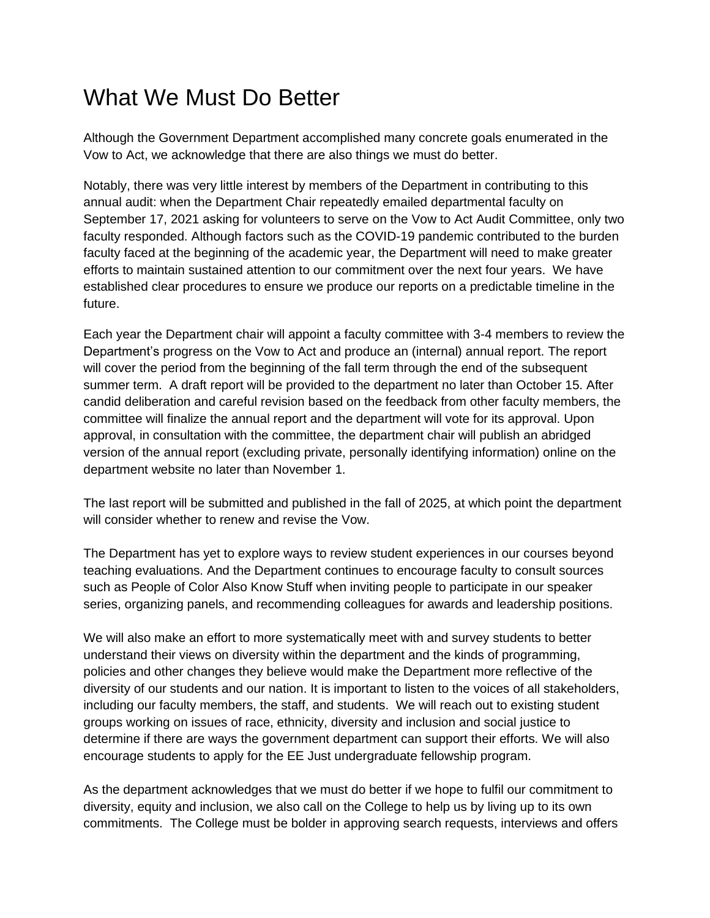# What We Must Do Better

Although the Government Department accomplished many concrete goals enumerated in the Vow to Act, we acknowledge that there are also things we must do better.

Notably, there was very little interest by members of the Department in contributing to this annual audit: when the Department Chair repeatedly emailed departmental faculty on September 17, 2021 asking for volunteers to serve on the Vow to Act Audit Committee, only two faculty responded. Although factors such as the COVID-19 pandemic contributed to the burden faculty faced at the beginning of the academic year, the Department will need to make greater efforts to maintain sustained attention to our commitment over the next four years. We have established clear procedures to ensure we produce our reports on a predictable timeline in the future.

Each year the Department chair will appoint a faculty committee with 3-4 members to review the Department's progress on the Vow to Act and produce an (internal) annual report. The report will cover the period from the beginning of the fall term through the end of the subsequent summer term. A draft report will be provided to the department no later than October 15. After candid deliberation and careful revision based on the feedback from other faculty members, the committee will finalize the annual report and the department will vote for its approval. Upon approval, in consultation with the committee, the department chair will publish an abridged version of the annual report (excluding private, personally identifying information) online on the department website no later than November 1.

The last report will be submitted and published in the fall of 2025, at which point the department will consider whether to renew and revise the Vow.

The Department has yet to explore ways to review student experiences in our courses beyond teaching evaluations. And the Department continues to encourage faculty to consult sources such as People of Color Also Know Stuff when inviting people to participate in our speaker series, organizing panels, and recommending colleagues for awards and leadership positions.

We will also make an effort to more systematically meet with and survey students to better understand their views on diversity within the department and the kinds of programming, policies and other changes they believe would make the Department more reflective of the diversity of our students and our nation. It is important to listen to the voices of all stakeholders, including our faculty members, the staff, and students. We will reach out to existing student groups working on issues of race, ethnicity, diversity and inclusion and social justice to determine if there are ways the government department can support their efforts. We will also encourage students to apply for the EE Just undergraduate fellowship program.

As the department acknowledges that we must do better if we hope to fulfil our commitment to diversity, equity and inclusion, we also call on the College to help us by living up to its own commitments. The College must be bolder in approving search requests, interviews and offers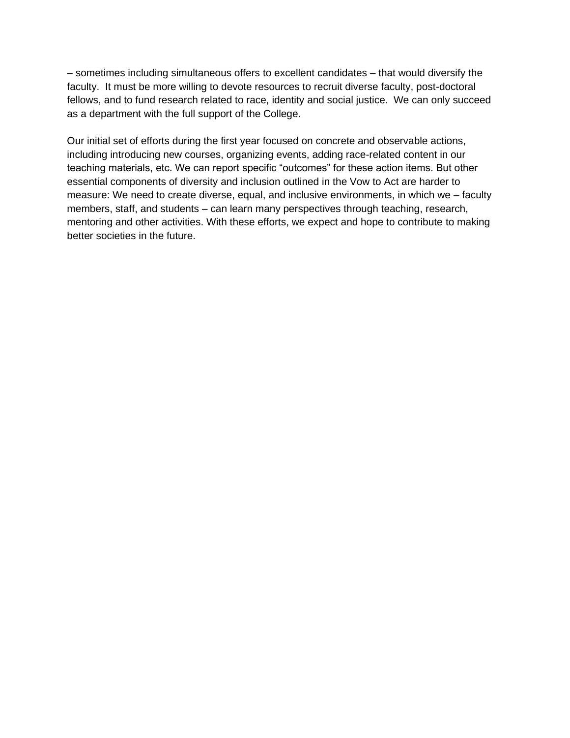– sometimes including simultaneous offers to excellent candidates – that would diversify the faculty.  It must be more willing to devote resources to recruit diverse faculty, post-doctoral fellows, and to fund research related to race, identity and social justice.  We can only succeed as a department with the full support of the College.

Our initial set of efforts during the first year focused on concrete and observable actions, including introducing new courses, organizing events, adding race-related content in our teaching materials, etc. We can report specific “outcomes” for these action items. But other essential components of diversity and inclusion outlined in the Vow to Act are harder to measure: We need to create diverse, equal, and inclusive environments, in which we – faculty members, staff, and students – can learn many perspectives through teaching, research, mentoring and other activities. With these efforts, we expect and hope to contribute to making better societies in the future.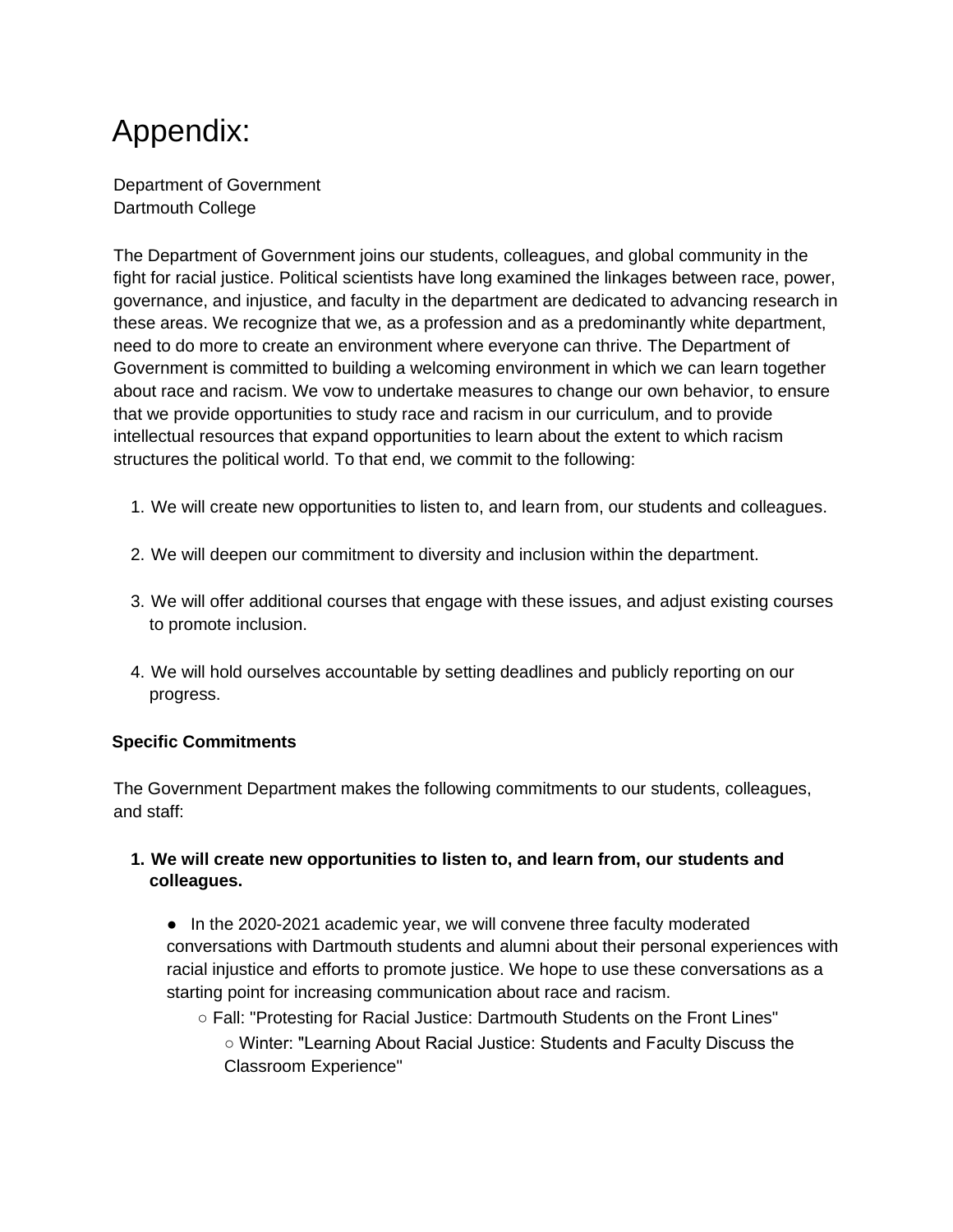# Appendix:

Department of Government
Dartmouth College

The Department of Government joins our students, colleagues, and global community in the fight for racial justice. Political scientists have long examined the linkages between race, power, governance, and injustice, and faculty in the department are dedicated to advancing research in these areas. We recognize that we, as a profession and as a predominantly white department, need to do more to create an environment where everyone can thrive. The Department of Government is committed to building a welcoming environment in which we can learn together about race and racism. We vow to undertake measures to change our own behavior, to ensure that we provide opportunities to study race and racism in our curriculum, and to provide intellectual resources that expand opportunities to learn about the extent to which racism structures the political world. To that end, we commit to the following:

1. We will create new opportunities to listen to, and learn from, our students and colleagues.
2. We will deepen our commitment to diversity and inclusion within the department.
3. We will offer additional courses that engage with these issues, and adjust existing courses to promote inclusion.
4. We will hold ourselves accountable by setting deadlines and publicly reporting on our progress.

**Specific Commitments**

The Government Department makes the following commitments to our students, colleagues, and staff:

1. **We will create new opportunities to listen to, and learn from, our students and colleagues.**
   - In the 2020-2021 academic year, we will convene three faculty moderated conversations with Dartmouth students and alumni about their personal experiences with racial injustice and efforts to promote justice. We hope to use these conversations as a starting point for increasing communication about race and racism.
     - Fall: "Protesting for Racial Justice: Dartmouth Students on the Front Lines"
     - Winter: "Learning About Racial Justice: Students and Faculty Discuss the Classroom Experience"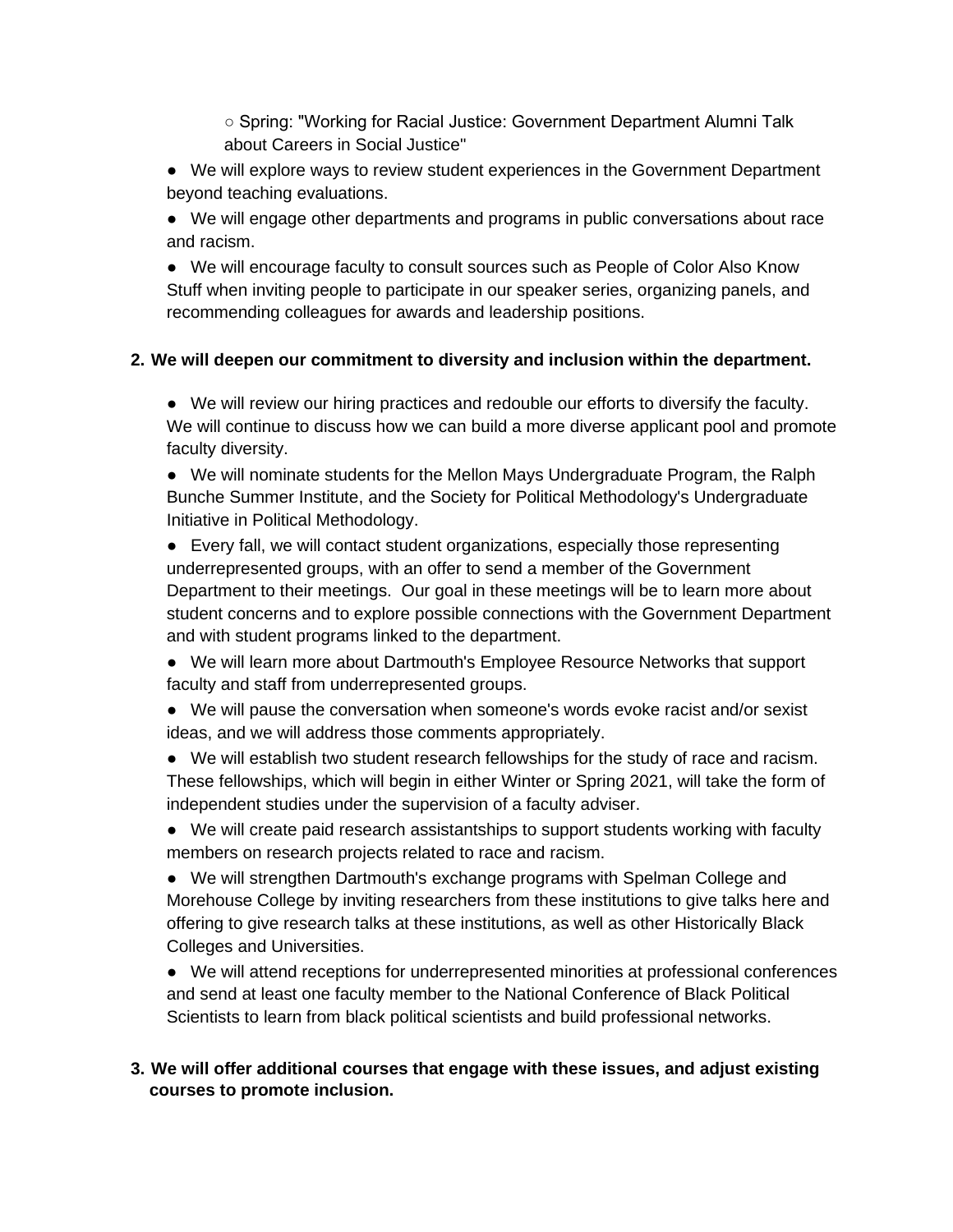- Spring: "Working for Racial Justice: Government Department Alumni Talk about Careers in Social Justice"

- We will explore ways to review student experiences in the Government Department beyond teaching evaluations.
- We will engage other departments and programs in public conversations about race and racism.
- We will encourage faculty to consult sources such as People of Color Also Know Stuff when inviting people to participate in our speaker series, organizing panels, and recommending colleagues for awards and leadership positions.

2. **We will deepen our commitment to diversity and inclusion within the department.**

- We will review our hiring practices and redouble our efforts to diversify the faculty. We will continue to discuss how we can build a more diverse applicant pool and promote faculty diversity.
- We will nominate students for the Mellon Mays Undergraduate Program, the Ralph Bunche Summer Institute, and the Society for Political Methodology's Undergraduate Initiative in Political Methodology.
- Every fall, we will contact student organizations, especially those representing underrepresented groups, with an offer to send a member of the Government Department to their meetings. Our goal in these meetings will be to learn more about student concerns and to explore possible connections with the Government Department and with student programs linked to the department.
- We will learn more about Dartmouth's Employee Resource Networks that support faculty and staff from underrepresented groups.
- We will pause the conversation when someone's words evoke racist and/or sexist ideas, and we will address those comments appropriately.
- We will establish two student research fellowships for the study of race and racism. These fellowships, which will begin in either Winter or Spring 2021, will take the form of independent studies under the supervision of a faculty adviser.
- We will create paid research assistantships to support students working with faculty members on research projects related to race and racism.
- We will strengthen Dartmouth's exchange programs with Spelman College and Morehouse College by inviting researchers from these institutions to give talks here and offering to give research talks at these institutions, as well as other Historically Black Colleges and Universities.
- We will attend receptions for underrepresented minorities at professional conferences and send at least one faculty member to the National Conference of Black Political Scientists to learn from black political scientists and build professional networks.

3. **We will offer additional courses that engage with these issues, and adjust existing courses to promote inclusion.**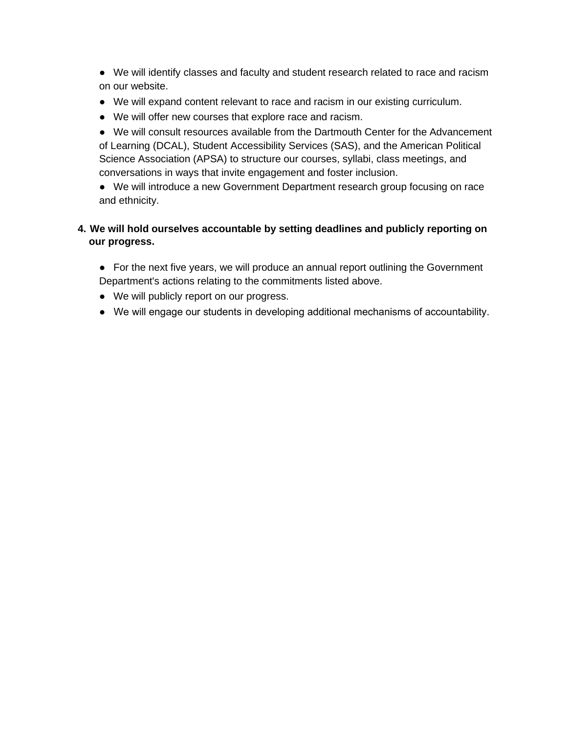- We will identify classes and faculty and student research related to race and racism on our website.
- We will expand content relevant to race and racism in our existing curriculum.
- We will offer new courses that explore race and racism.
- We will consult resources available from the Dartmouth Center for the Advancement of Learning (DCAL), Student Accessibility Services (SAS), and the American Political Science Association (APSA) to structure our courses, syllabi, class meetings, and conversations in ways that invite engagement and foster inclusion.
- We will introduce a new Government Department research group focusing on race and ethnicity.

4. **We will hold ourselves accountable by setting deadlines and publicly reporting on our progress.**

- For the next five years, we will produce an annual report outlining the Government Department's actions relating to the commitments listed above.
- We will publicly report on our progress.
- We will engage our students in developing additional mechanisms of accountability.